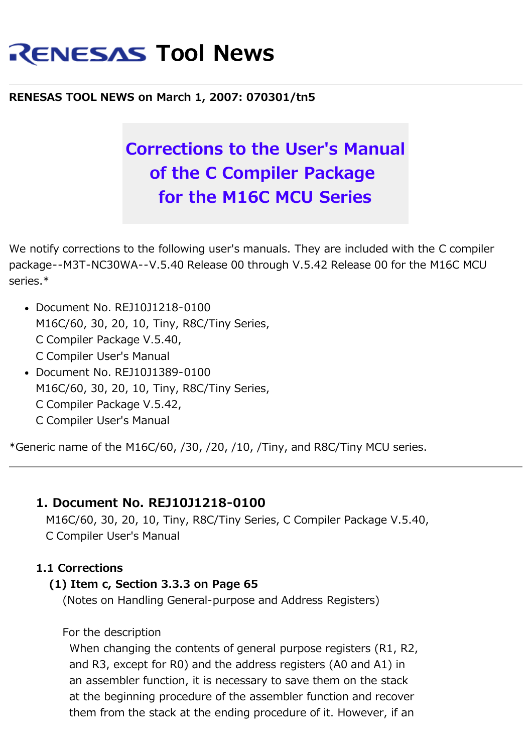# RENESAS Tool News

**RENESAS TOOL NEWS on March 1, 2007: 070301/tn5**

## Corrections to the User's Manual of the C Compiler Package for the M16C MCU Series

We notify corrections to the following user's manuals. They are included with the C compiler package--M3T-NC30WA--V.5.40 Release 00 through V.5.42 Release 00 for the M16C MCU series.*

- Document No. REJ10J1218-0100
  M16C/60, 30, 20, 10, Tiny, R8C/Tiny Series,
  C Compiler Package V.5.40,
  C Compiler User's Manual
- Document No. REJ10J1389-0100
  M16C/60, 30, 20, 10, Tiny, R8C/Tiny Series,
  C Compiler Package V.5.42,
  C Compiler User's Manual

*Generic name of the M16C/60, /30, /20, /10, /Tiny, and R8C/Tiny MCU series.

---

### 1. Document No. REJ10J1218-0100

M16C/60, 30, 20, 10, Tiny, R8C/Tiny Series, C Compiler Package V.5.40, C Compiler User's Manual

#### 1.1 Corrections

**(1) Item c, Section 3.3.3 on Page 65**

(Notes on Handling General-purpose and Address Registers)

For the description

When changing the contents of general purpose registers (R1, R2, and R3, except for R0) and the address registers (A0 and A1) in an assembler function, it is necessary to save them on the stack at the beginning procedure of the assembler function and recover them from the stack at the ending procedure of it. However, if an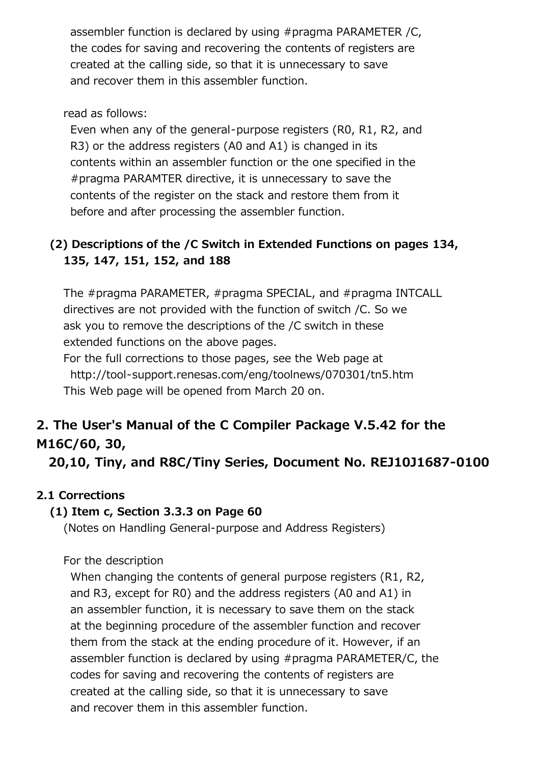assembler function is declared by using #pragma PARAMETER /C, the codes for saving and recovering the contents of registers are created at the calling side, so that it is unnecessary to save and recover them in this assembler function.

read as follows:

Even when any of the general-purpose registers (R0, R1, R2, and R3) or the address registers (A0 and A1) is changed in its contents within an assembler function or the one specified in the #pragma PARAMTER directive, it is unnecessary to save the contents of the register on the stack and restore them from it before and after processing the assembler function.

### (2) Descriptions of the /C Switch in Extended Functions on pages 134, 135, 147, 151, 152, and 188

The #pragma PARAMETER, #pragma SPECIAL, and #pragma INTCALL directives are not provided with the function of switch /C. So we ask you to remove the descriptions of the /C switch in these extended functions on the above pages.
For the full corrections to those pages, see the Web page at
http://tool-support.renesas.com/eng/toolnews/070301/tn5.htm
This Web page will be opened from March 20 on.

## 2. The User's Manual of the C Compiler Package V.5.42 for the M16C/60, 30, 20,10, Tiny, and R8C/Tiny Series, Document No. REJ10J1687-0100

### 2.1 Corrections

#### (1) Item c, Section 3.3.3 on Page 60

(Notes on Handling General-purpose and Address Registers)

For the description

When changing the contents of general purpose registers (R1, R2, and R3, except for R0) and the address registers (A0 and A1) in an assembler function, it is necessary to save them on the stack at the beginning procedure of the assembler function and recover them from the stack at the ending procedure of it. However, if an assembler function is declared by using #pragma PARAMETER/C, the codes for saving and recovering the contents of registers are created at the calling side, so that it is unnecessary to save and recover them in this assembler function.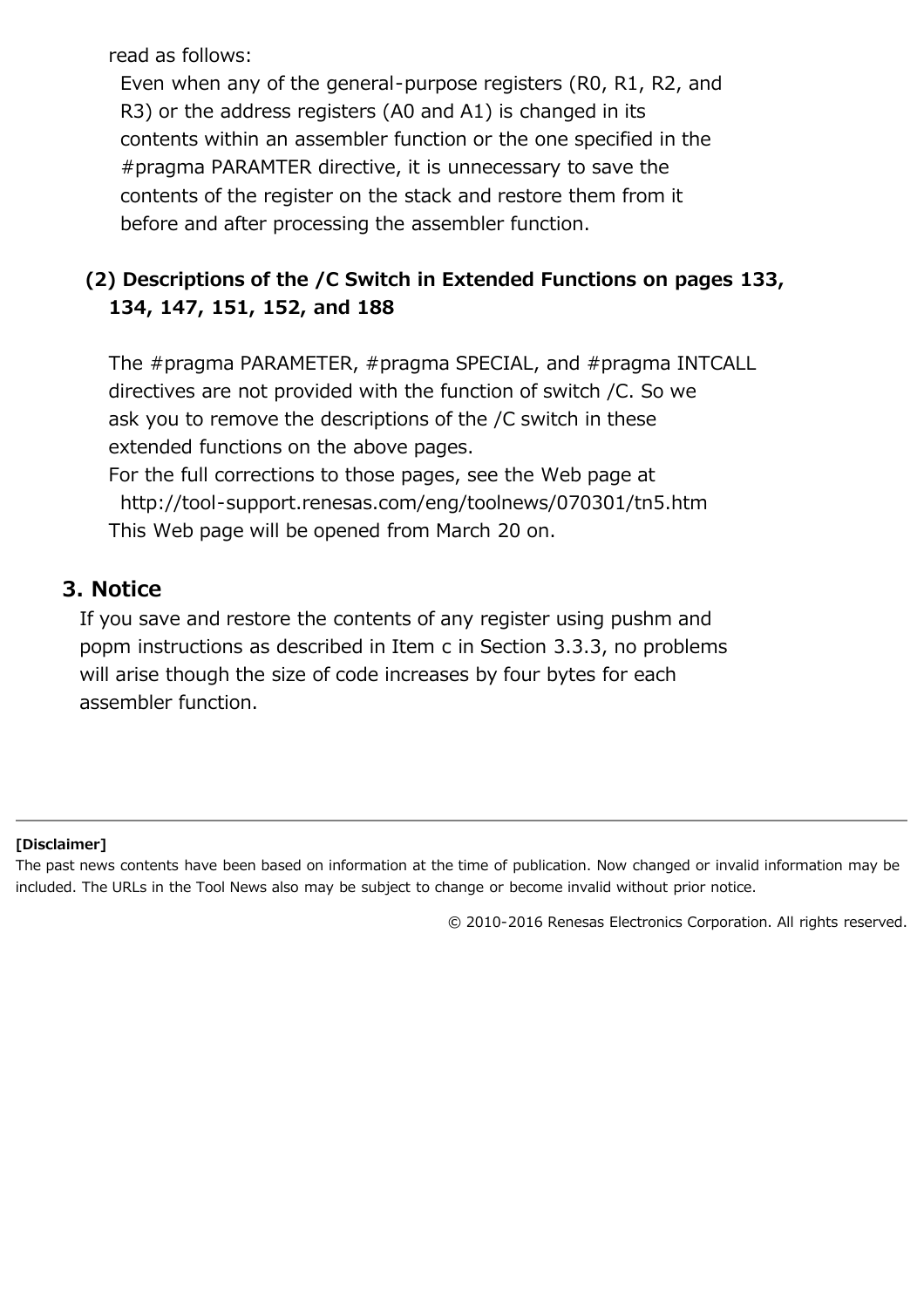read as follows:

Even when any of the general-purpose registers (R0, R1, R2, and R3) or the address registers (A0 and A1) is changed in its contents within an assembler function or the one specified in the #pragma PARAMTER directive, it is unnecessary to save the contents of the register on the stack and restore them from it before and after processing the assembler function.

### (2) Descriptions of the /C Switch in Extended Functions on pages 133, 134, 147, 151, 152, and 188

The #pragma PARAMETER, #pragma SPECIAL, and #pragma INTCALL directives are not provided with the function of switch /C. So we ask you to remove the descriptions of the /C switch in these extended functions on the above pages.
For the full corrections to those pages, see the Web page at
http://tool-support.renesas.com/eng/toolnews/070301/tn5.htm
This Web page will be opened from March 20 on.

## 3. Notice

If you save and restore the contents of any register using pushm and popm instructions as described in Item c in Section 3.3.3, no problems will arise though the size of code increases by four bytes for each assembler function.

---

**[Disclaimer]**
The past news contents have been based on information at the time of publication. Now changed or invalid information may be included. The URLs in the Tool News also may be subject to change or become invalid without prior notice.

© 2010-2016 Renesas Electronics Corporation. All rights reserved.